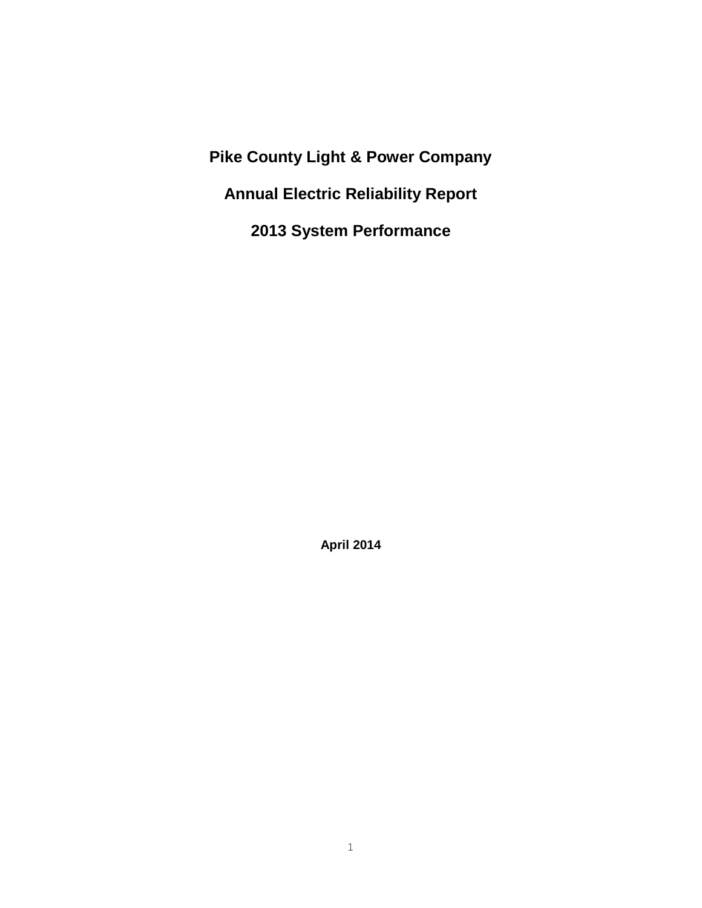# Pike County Light & Power Company

# Annual Electric Reliability Report

# 2013 System Performance

**April 2014**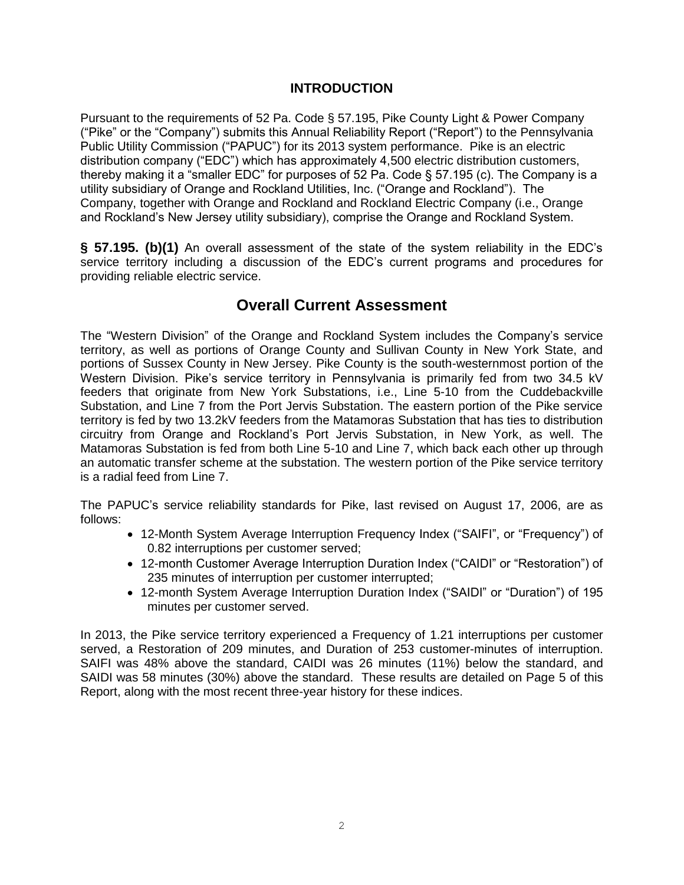## INTRODUCTION

Pursuant to the requirements of 52 Pa. Code § 57.195, Pike County Light & Power Company ("Pike" or the "Company") submits this Annual Reliability Report ("Report") to the Pennsylvania Public Utility Commission ("PAPUC") for its 2013 system performance. Pike is an electric distribution company ("EDC") which has approximately 4,500 electric distribution customers, thereby making it a "smaller EDC" for purposes of 52 Pa. Code § 57.195 (c). The Company is a utility subsidiary of Orange and Rockland Utilities, Inc. ("Orange and Rockland"). The Company, together with Orange and Rockland and Rockland Electric Company (i.e., Orange and Rockland's New Jersey utility subsidiary), comprise the Orange and Rockland System.

**§ 57.195. (b)(1)** An overall assessment of the state of the system reliability in the EDC's service territory including a discussion of the EDC's current programs and procedures for providing reliable electric service.

## Overall Current Assessment

The "Western Division" of the Orange and Rockland System includes the Company's service territory, as well as portions of Orange County and Sullivan County in New York State, and portions of Sussex County in New Jersey. Pike County is the south-westernmost portion of the Western Division. Pike's service territory in Pennsylvania is primarily fed from two 34.5 kV feeders that originate from New York Substations, i.e., Line 5-10 from the Cuddebackville Substation, and Line 7 from the Port Jervis Substation. The eastern portion of the Pike service territory is fed by two 13.2kV feeders from the Matamoras Substation that has ties to distribution circuitry from Orange and Rockland's Port Jervis Substation, in New York, as well. The Matamoras Substation is fed from both Line 5-10 and Line 7, which back each other up through an automatic transfer scheme at the substation. The western portion of the Pike service territory is a radial feed from Line 7.

The PAPUC's service reliability standards for Pike, last revised on August 17, 2006, are as follows:

- 12-Month System Average Interruption Frequency Index ("SAIFI", or "Frequency") of 0.82 interruptions per customer served;
- 12-month Customer Average Interruption Duration Index ("CAIDI" or "Restoration") of 235 minutes of interruption per customer interrupted;
- 12-month System Average Interruption Duration Index ("SAIDI" or "Duration") of 195 minutes per customer served.

In 2013, the Pike service territory experienced a Frequency of 1.21 interruptions per customer served, a Restoration of 209 minutes, and Duration of 253 customer-minutes of interruption. SAIFI was 48% above the standard, CAIDI was 26 minutes (11%) below the standard, and SAIDI was 58 minutes (30%) above the standard. These results are detailed on Page 5 of this Report, along with the most recent three-year history for these indices.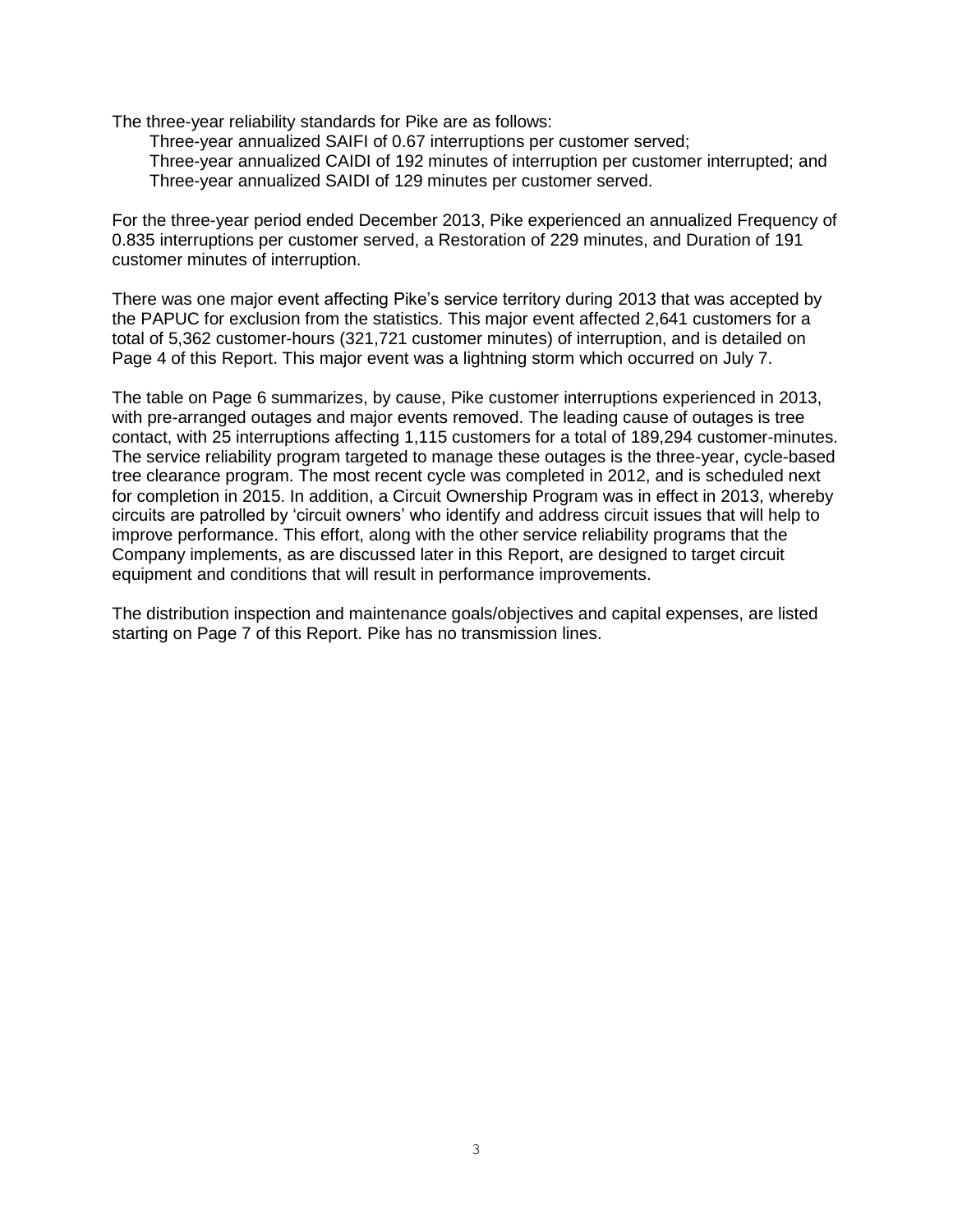The three-year reliability standards for Pike are as follows:

Three-year annualized SAIFI of 0.67 interruptions per customer served;
Three-year annualized CAIDI of 192 minutes of interruption per customer interrupted; and
Three-year annualized SAIDI of 129 minutes per customer served.

For the three-year period ended December 2013, Pike experienced an annualized Frequency of 0.835 interruptions per customer served, a Restoration of 229 minutes, and Duration of 191 customer minutes of interruption.

There was one major event affecting Pike's service territory during 2013 that was accepted by the PAPUC for exclusion from the statistics. This major event affected 2,641 customers for a total of 5,362 customer-hours (321,721 customer minutes) of interruption, and is detailed on Page 4 of this Report. This major event was a lightning storm which occurred on July 7.

The table on Page 6 summarizes, by cause, Pike customer interruptions experienced in 2013, with pre-arranged outages and major events removed. The leading cause of outages is tree contact, with 25 interruptions affecting 1,115 customers for a total of 189,294 customer-minutes. The service reliability program targeted to manage these outages is the three-year, cycle-based tree clearance program. The most recent cycle was completed in 2012, and is scheduled next for completion in 2015. In addition, a Circuit Ownership Program was in effect in 2013, whereby circuits are patrolled by 'circuit owners' who identify and address circuit issues that will help to improve performance. This effort, along with the other service reliability programs that the Company implements, as are discussed later in this Report, are designed to target circuit equipment and conditions that will result in performance improvements.

The distribution inspection and maintenance goals/objectives and capital expenses, are listed starting on Page 7 of this Report. Pike has no transmission lines.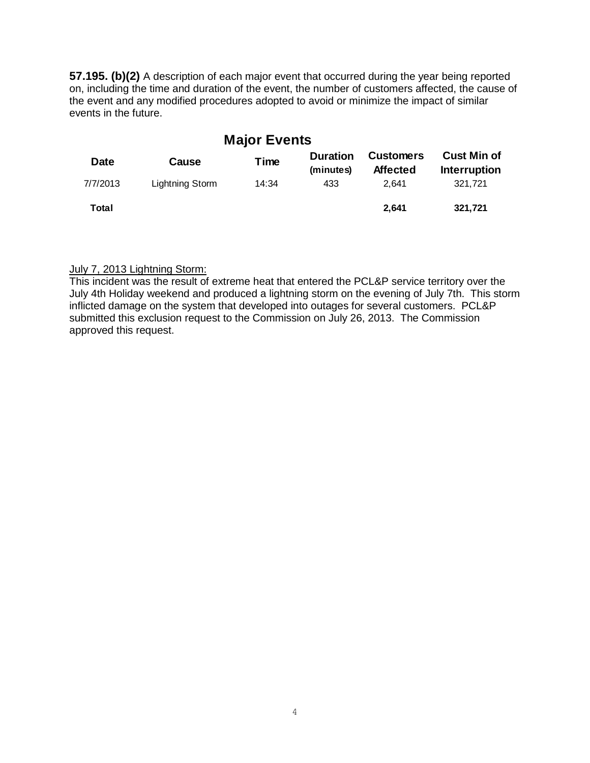**57.195. (b)(2)** A description of each major event that occurred during the year being reported on, including the time and duration of the event, the number of customers affected, the cause of the event and any modified procedures adopted to avoid or minimize the impact of similar events in the future.

## Major Events

| Date | Cause | Time | Duration (minutes) | Customers Affected | Cust Min of Interruption |
|---|---|---|---|---|---|
| 7/7/2013 | Lightning Storm | 14:34 | 433 | 2,641 | 321,721 |
| **Total** | | | | **2,641** | **321,721** |

July 7, 2013 Lightning Storm:

This incident was the result of extreme heat that entered the PCL&P service territory over the July 4th Holiday weekend and produced a lightning storm on the evening of July 7th. This storm inflicted damage on the system that developed into outages for several customers. PCL&P submitted this exclusion request to the Commission on July 26, 2013. The Commission approved this request.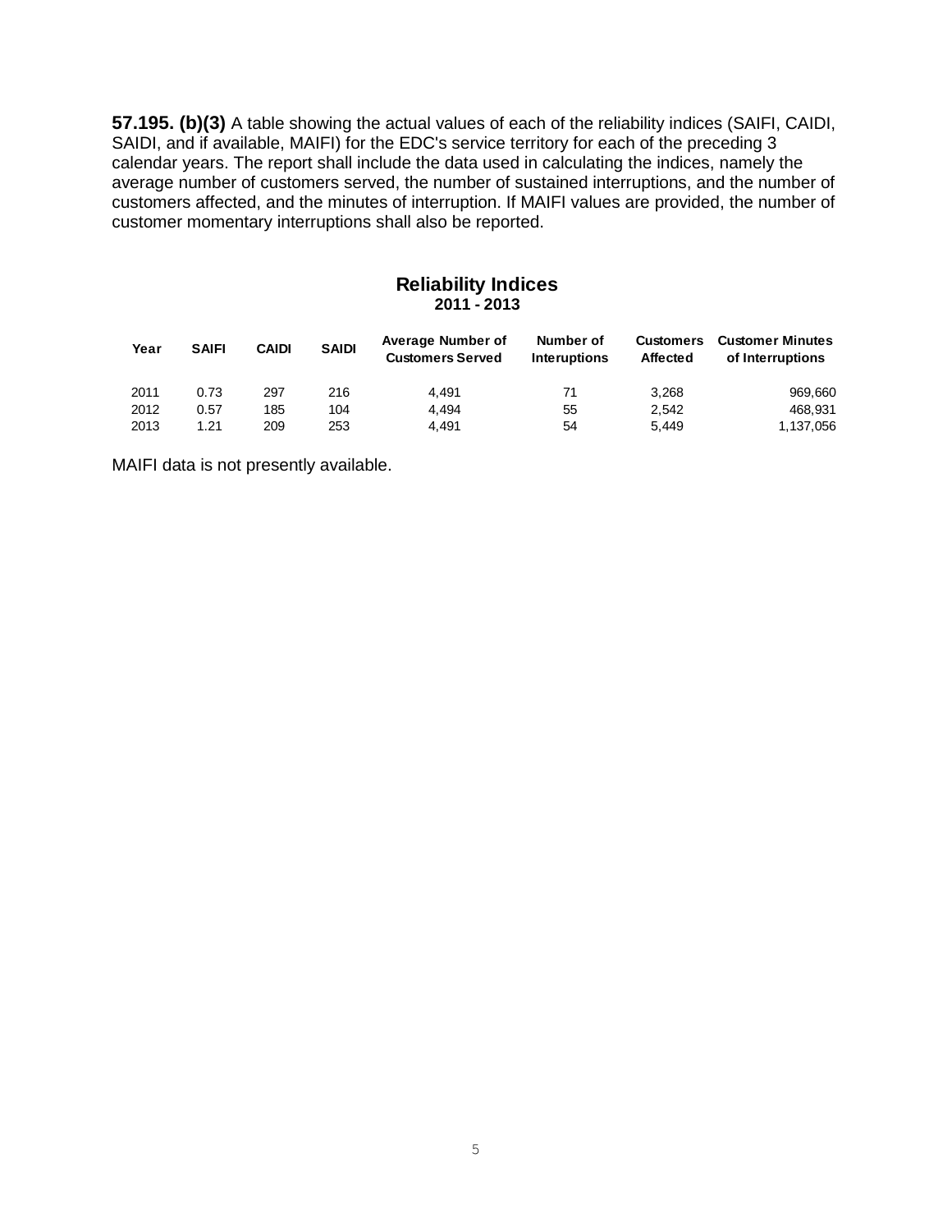**57.195. (b)(3)** A table showing the actual values of each of the reliability indices (SAIFI, CAIDI, SAIDI, and if available, MAIFI) for the EDC's service territory for each of the preceding 3 calendar years. The report shall include the data used in calculating the indices, namely the average number of customers served, the number of sustained interruptions, and the number of customers affected, and the minutes of interruption. If MAIFI values are provided, the number of customer momentary interruptions shall also be reported.

## Reliability Indices
### 2011 - 2013

| Year | SAIFI | CAIDI | SAIDI | Average Number of Customers Served | Number of Interuptions | Customers Affected | Customer Minutes of Interruptions |
|---|---|---|---|---|---|---|---|
| 2011 | 0.73 | 297 | 216 | 4,491 | 71 | 3,268 | 969,660 |
| 2012 | 0.57 | 185 | 104 | 4,494 | 55 | 2,542 | 468,931 |
| 2013 | 1.21 | 209 | 253 | 4,491 | 54 | 5,449 | 1,137,056 |

MAIFI data is not presently available.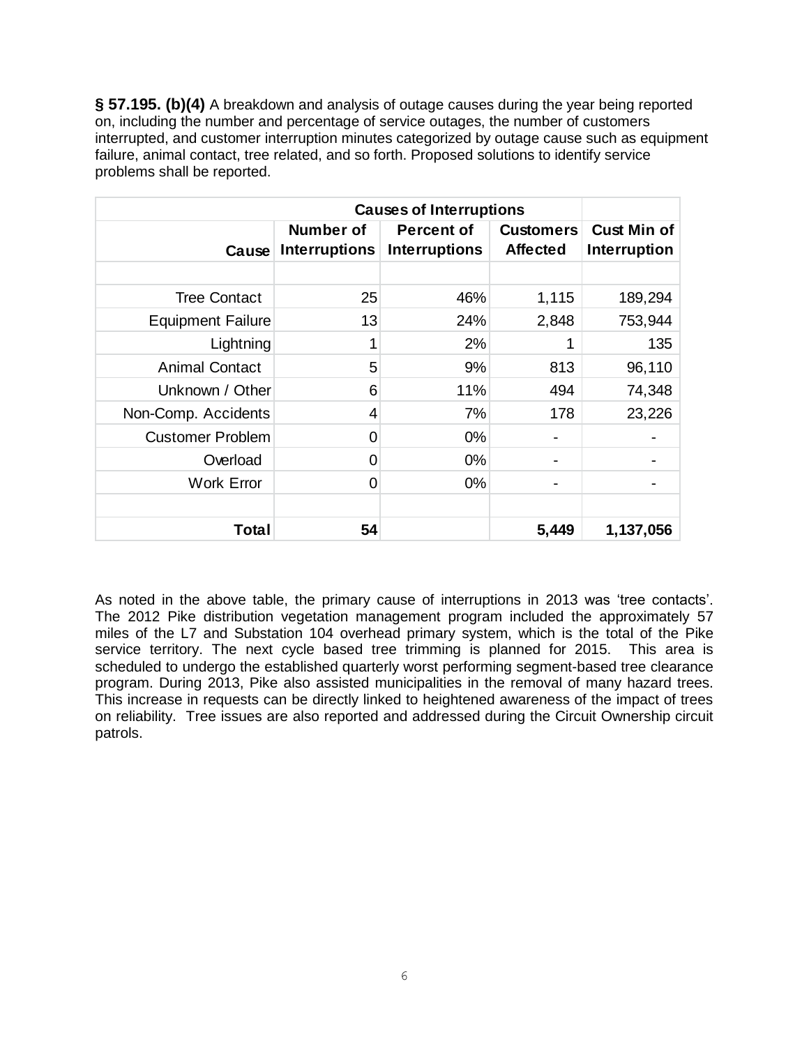**§ 57.195. (b)(4)** A breakdown and analysis of outage causes during the year being reported on, including the number and percentage of service outages, the number of customers interrupted, and customer interruption minutes categorized by outage cause such as equipment failure, animal contact, tree related, and so forth. Proposed solutions to identify service problems shall be reported.

| Causes of Interruptions | | | | |
|---|---|---|---|---|
| **Cause** | **Number of Interruptions** | **Percent of Interruptions** | **Customers Affected** | **Cust Min of Interruption** |
| | | | | |
| Tree Contact | 25 | 46% | 1,115 | 189,294 |
| Equipment Failure | 13 | 24% | 2,848 | 753,944 |
| Lightning | 1 | 2% | 1 | 135 |
| Animal Contact | 5 | 9% | 813 | 96,110 |
| Unknown / Other | 6 | 11% | 494 | 74,348 |
| Non-Comp. Accidents | 4 | 7% | 178 | 23,226 |
| Customer Problem | 0 | 0% | - | - |
| Overload | 0 | 0% | - | - |
| Work Error | 0 | 0% | - | - |
| | | | | |
| **Total** | **54** | | **5,449** | **1,137,056** |

As noted in the above table, the primary cause of interruptions in 2013 was 'tree contacts'. The 2012 Pike distribution vegetation management program included the approximately 57 miles of the L7 and Substation 104 overhead primary system, which is the total of the Pike service territory. The next cycle based tree trimming is planned for 2015. This area is scheduled to undergo the established quarterly worst performing segment-based tree clearance program. During 2013, Pike also assisted municipalities in the removal of many hazard trees. This increase in requests can be directly linked to heightened awareness of the impact of trees on reliability. Tree issues are also reported and addressed during the Circuit Ownership circuit patrols.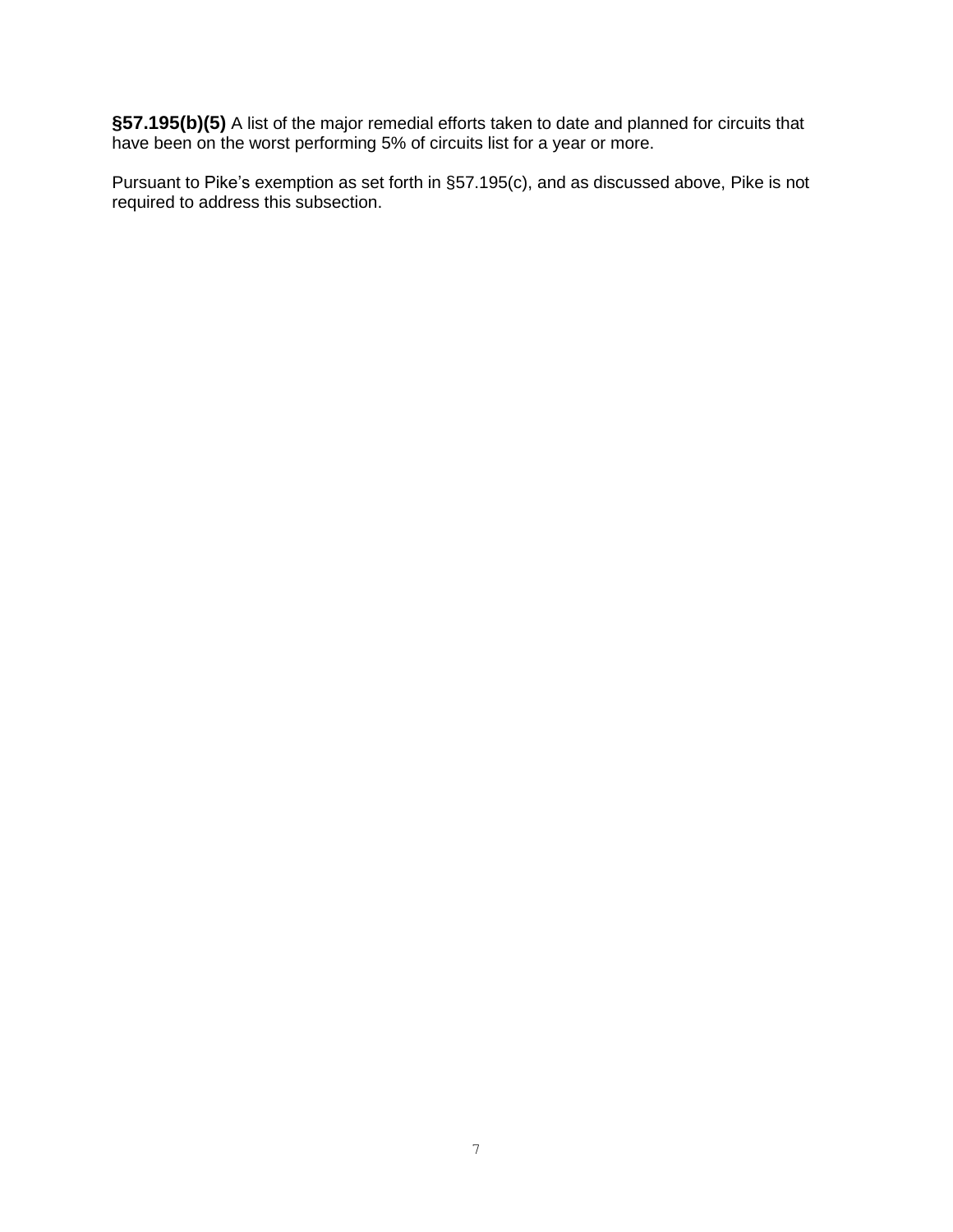**§57.195(b)(5)** A list of the major remedial efforts taken to date and planned for circuits that have been on the worst performing 5% of circuits list for a year or more.

Pursuant to Pike's exemption as set forth in §57.195(c), and as discussed above, Pike is not required to address this subsection.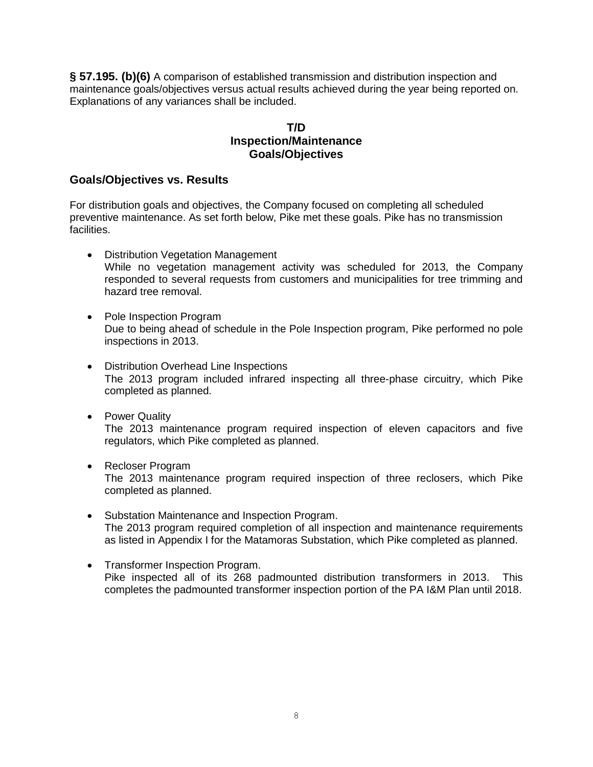**§ 57.195. (b)(6)** A comparison of established transmission and distribution inspection and maintenance goals/objectives versus actual results achieved during the year being reported on. Explanations of any variances shall be included.

**T/D**
**Inspection/Maintenance**
**Goals/Objectives**

## Goals/Objectives vs. Results

For distribution goals and objectives, the Company focused on completing all scheduled preventive maintenance. As set forth below, Pike met these goals. Pike has no transmission facilities.

- Distribution Vegetation Management
  While no vegetation management activity was scheduled for 2013, the Company responded to several requests from customers and municipalities for tree trimming and hazard tree removal.

- Pole Inspection Program
  Due to being ahead of schedule in the Pole Inspection program, Pike performed no pole inspections in 2013.

- Distribution Overhead Line Inspections
  The 2013 program included infrared inspecting all three-phase circuitry, which Pike completed as planned.

- Power Quality
  The 2013 maintenance program required inspection of eleven capacitors and five regulators, which Pike completed as planned.

- Recloser Program
  The 2013 maintenance program required inspection of three reclosers, which Pike completed as planned.

- Substation Maintenance and Inspection Program.
  The 2013 program required completion of all inspection and maintenance requirements as listed in Appendix I for the Matamoras Substation, which Pike completed as planned.

- Transformer Inspection Program.
  Pike inspected all of its 268 padmounted distribution transformers in 2013. This completes the padmounted transformer inspection portion of the PA I&M Plan until 2018.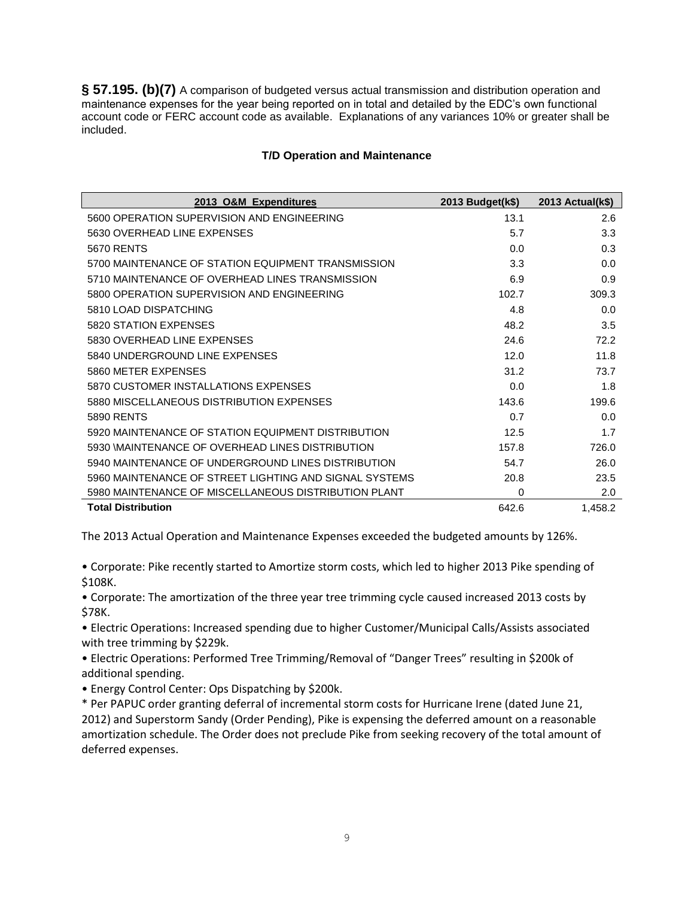**§ 57.195. (b)(7)** A comparison of budgeted versus actual transmission and distribution operation and maintenance expenses for the year being reported on in total and detailed by the EDC's own functional account code or FERC account code as available. Explanations of any variances 10% or greater shall be included.

**T/D Operation and Maintenance**

| 2013 O&M Expenditures | 2013 Budget(k$) | 2013 Actual(k$) |
|---|---|---|
| 5600 OPERATION SUPERVISION AND ENGINEERING | 13.1 | 2.6 |
| 5630 OVERHEAD LINE EXPENSES | 5.7 | 3.3 |
| 5670 RENTS | 0.0 | 0.3 |
| 5700 MAINTENANCE OF STATION EQUIPMENT TRANSMISSION | 3.3 | 0.0 |
| 5710 MAINTENANCE OF OVERHEAD LINES TRANSMISSION | 6.9 | 0.9 |
| 5800 OPERATION SUPERVISION AND ENGINEERING | 102.7 | 309.3 |
| 5810 LOAD DISPATCHING | 4.8 | 0.0 |
| 5820 STATION EXPENSES | 48.2 | 3.5 |
| 5830 OVERHEAD LINE EXPENSES | 24.6 | 72.2 |
| 5840 UNDERGROUND LINE EXPENSES | 12.0 | 11.8 |
| 5860 METER EXPENSES | 31.2 | 73.7 |
| 5870 CUSTOMER INSTALLATIONS EXPENSES | 0.0 | 1.8 |
| 5880 MISCELLANEOUS DISTRIBUTION EXPENSES | 143.6 | 199.6 |
| 5890 RENTS | 0.7 | 0.0 |
| 5920 MAINTENANCE OF STATION EQUIPMENT DISTRIBUTION | 12.5 | 1.7 |
| 5930 \MAINTENANCE OF OVERHEAD LINES DISTRIBUTION | 157.8 | 726.0 |
| 5940 MAINTENANCE OF UNDERGROUND LINES DISTRIBUTION | 54.7 | 26.0 |
| 5960 MAINTENANCE OF STREET LIGHTING AND SIGNAL SYSTEMS | 20.8 | 23.5 |
| 5980 MAINTENANCE OF MISCELLANEOUS DISTRIBUTION PLANT | 0 | 2.0 |
| **Total Distribution** | 642.6 | 1,458.2 |

The 2013 Actual Operation and Maintenance Expenses exceeded the budgeted amounts by 126%.

- Corporate: Pike recently started to Amortize storm costs, which led to higher 2013 Pike spending of $108K.
- Corporate: The amortization of the three year tree trimming cycle caused increased 2013 costs by $78K.
- Electric Operations: Increased spending due to higher Customer/Municipal Calls/Assists associated with tree trimming by $229k.
- Electric Operations: Performed Tree Trimming/Removal of "Danger Trees" resulting in $200k of additional spending.
- Energy Control Center: Ops Dispatching by $200k.

* Per PAPUC order granting deferral of incremental storm costs for Hurricane Irene (dated June 21, 2012) and Superstorm Sandy (Order Pending), Pike is expensing the deferred amount on a reasonable amortization schedule. The Order does not preclude Pike from seeking recovery of the total amount of deferred expenses.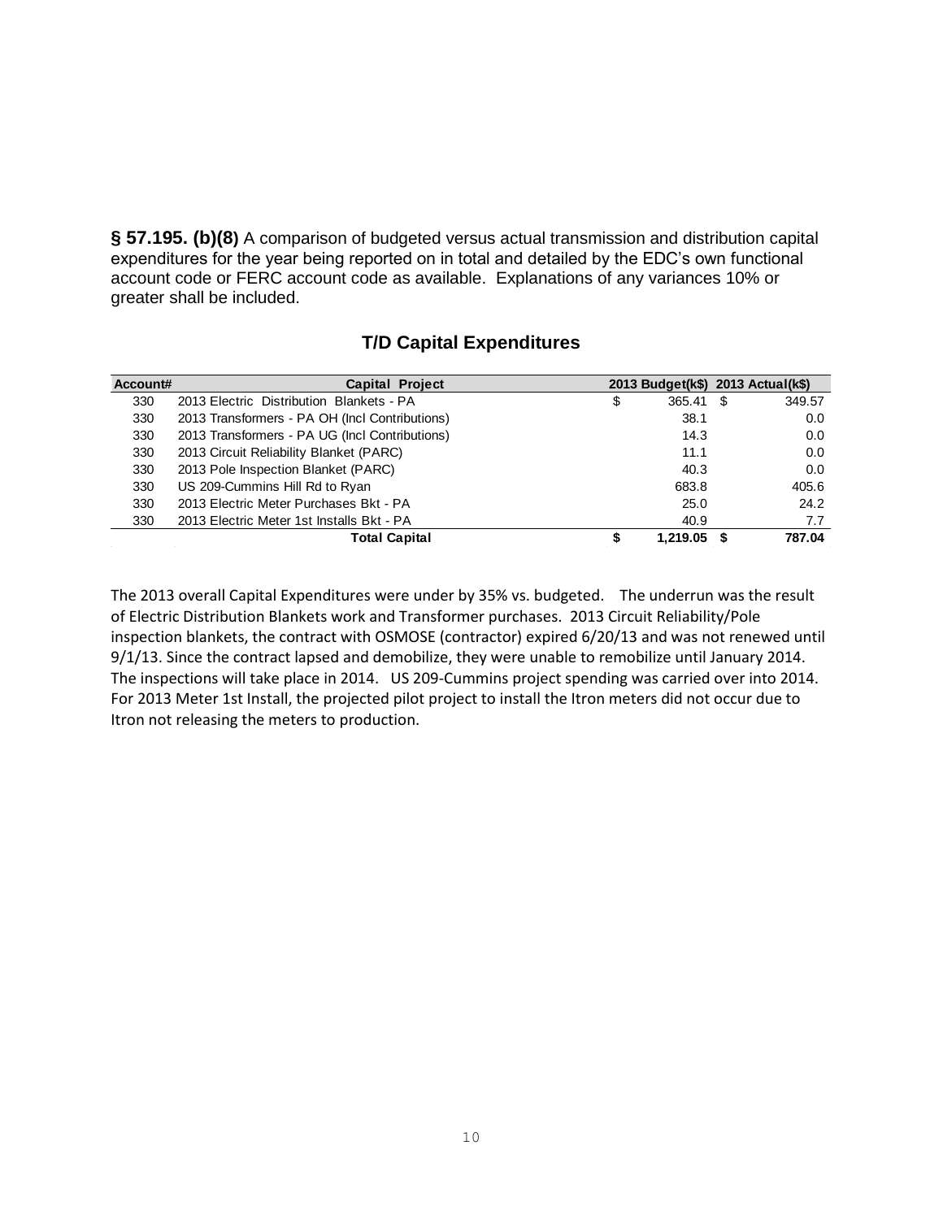**§ 57.195. (b)(8)** A comparison of budgeted versus actual transmission and distribution capital expenditures for the year being reported on in total and detailed by the EDC's own functional account code or FERC account code as available. Explanations of any variances 10% or greater shall be included.

## T/D Capital Expenditures

| Account# | Capital Project | 2013 Budget(k$) | 2013 Actual(k$) |
|---|---|---|---|
| 330 | 2013 Electric Distribution Blankets - PA | $ 365.41 | $ 349.57 |
| 330 | 2013 Transformers - PA OH (Incl Contributions) | 38.1 | 0.0 |
| 330 | 2013 Transformers - PA UG (Incl Contributions) | 14.3 | 0.0 |
| 330 | 2013 Circuit Reliability Blanket (PARC) | 11.1 | 0.0 |
| 330 | 2013 Pole Inspection Blanket (PARC) | 40.3 | 0.0 |
| 330 | US 209-Cummins Hill Rd to Ryan | 683.8 | 405.6 |
| 330 | 2013 Electric Meter Purchases Bkt - PA | 25.0 | 24.2 |
| 330 | 2013 Electric Meter 1st Installs Bkt - PA | 40.9 | 7.7 |
| | **Total Capital** | **$ 1,219.05** | **$ 787.04** |

The 2013 overall Capital Expenditures were under by 35% vs. budgeted. The underrun was the result of Electric Distribution Blankets work and Transformer purchases. 2013 Circuit Reliability/Pole inspection blankets, the contract with OSMOSE (contractor) expired 6/20/13 and was not renewed until 9/1/13. Since the contract lapsed and demobilize, they were unable to remobilize until January 2014. The inspections will take place in 2014. US 209-Cummins project spending was carried over into 2014. For 2013 Meter 1st Install, the projected pilot project to install the Itron meters did not occur due to Itron not releasing the meters to production.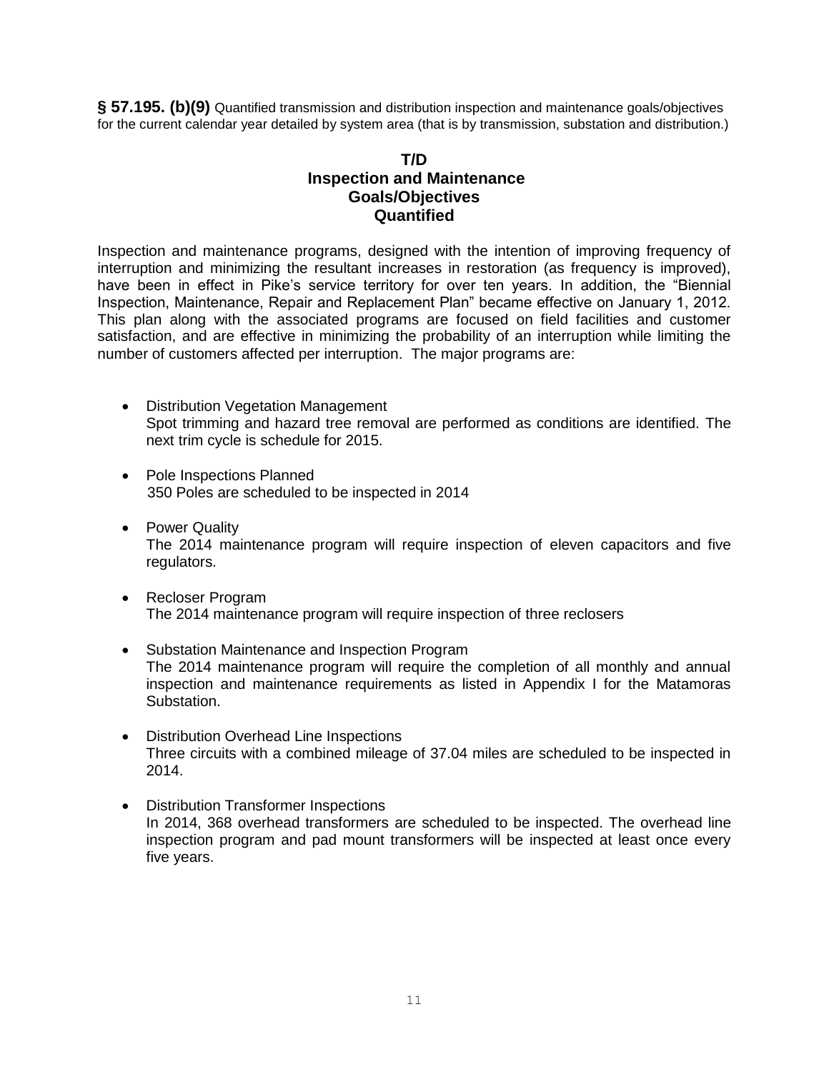**§ 57.195. (b)(9)** Quantified transmission and distribution inspection and maintenance goals/objectives for the current calendar year detailed by system area (that is by transmission, substation and distribution.)

## T/D
## Inspection and Maintenance
## Goals/Objectives
## Quantified

Inspection and maintenance programs, designed with the intention of improving frequency of interruption and minimizing the resultant increases in restoration (as frequency is improved), have been in effect in Pike's service territory for over ten years. In addition, the "Biennial Inspection, Maintenance, Repair and Replacement Plan" became effective on January 1, 2012. This plan along with the associated programs are focused on field facilities and customer satisfaction, and are effective in minimizing the probability of an interruption while limiting the number of customers affected per interruption. The major programs are:

- Distribution Vegetation Management
  Spot trimming and hazard tree removal are performed as conditions are identified. The next trim cycle is schedule for 2015.

- Pole Inspections Planned
  350 Poles are scheduled to be inspected in 2014

- Power Quality
  The 2014 maintenance program will require inspection of eleven capacitors and five regulators.

- Recloser Program
  The 2014 maintenance program will require inspection of three reclosers

- Substation Maintenance and Inspection Program
  The 2014 maintenance program will require the completion of all monthly and annual inspection and maintenance requirements as listed in Appendix I for the Matamoras Substation.

- Distribution Overhead Line Inspections
  Three circuits with a combined mileage of 37.04 miles are scheduled to be inspected in 2014.

- Distribution Transformer Inspections
  In 2014, 368 overhead transformers are scheduled to be inspected. The overhead line inspection program and pad mount transformers will be inspected at least once every five years.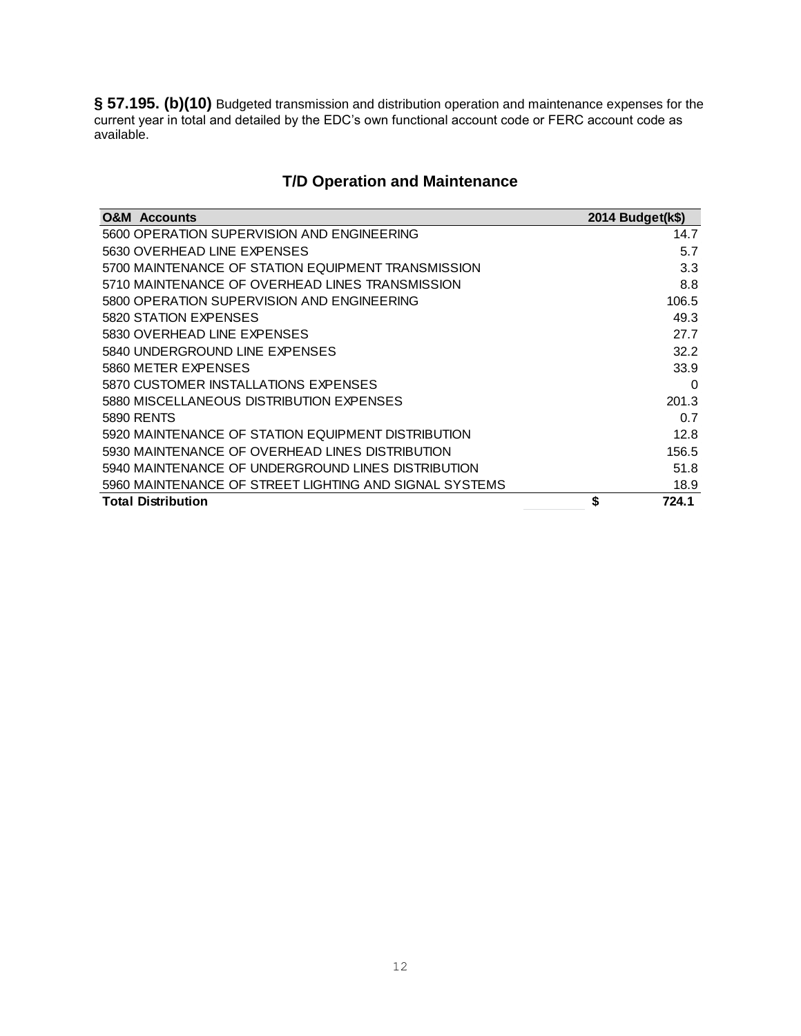**§ 57.195. (b)(10)** Budgeted transmission and distribution operation and maintenance expenses for the current year in total and detailed by the EDC's own functional account code or FERC account code as available.

## T/D Operation and Maintenance

| O&M Accounts | 2014 Budget(k$) |
|---|---|
| 5600 OPERATION SUPERVISION AND ENGINEERING | 14.7 |
| 5630 OVERHEAD LINE EXPENSES | 5.7 |
| 5700 MAINTENANCE OF STATION EQUIPMENT TRANSMISSION | 3.3 |
| 5710 MAINTENANCE OF OVERHEAD LINES TRANSMISSION | 8.8 |
| 5800 OPERATION SUPERVISION AND ENGINEERING | 106.5 |
| 5820 STATION EXPENSES | 49.3 |
| 5830 OVERHEAD LINE EXPENSES | 27.7 |
| 5840 UNDERGROUND LINE EXPENSES | 32.2 |
| 5860 METER EXPENSES | 33.9 |
| 5870 CUSTOMER INSTALLATIONS EXPENSES | 0 |
| 5880 MISCELLANEOUS DISTRIBUTION EXPENSES | 201.3 |
| 5890 RENTS | 0.7 |
| 5920 MAINTENANCE OF STATION EQUIPMENT DISTRIBUTION | 12.8 |
| 5930 MAINTENANCE OF OVERHEAD LINES DISTRIBUTION | 156.5 |
| 5940 MAINTENANCE OF UNDERGROUND LINES DISTRIBUTION | 51.8 |
| 5960 MAINTENANCE OF STREET LIGHTING AND SIGNAL SYSTEMS | 18.9 |
| **Total Distribution** | **$ 724.1** |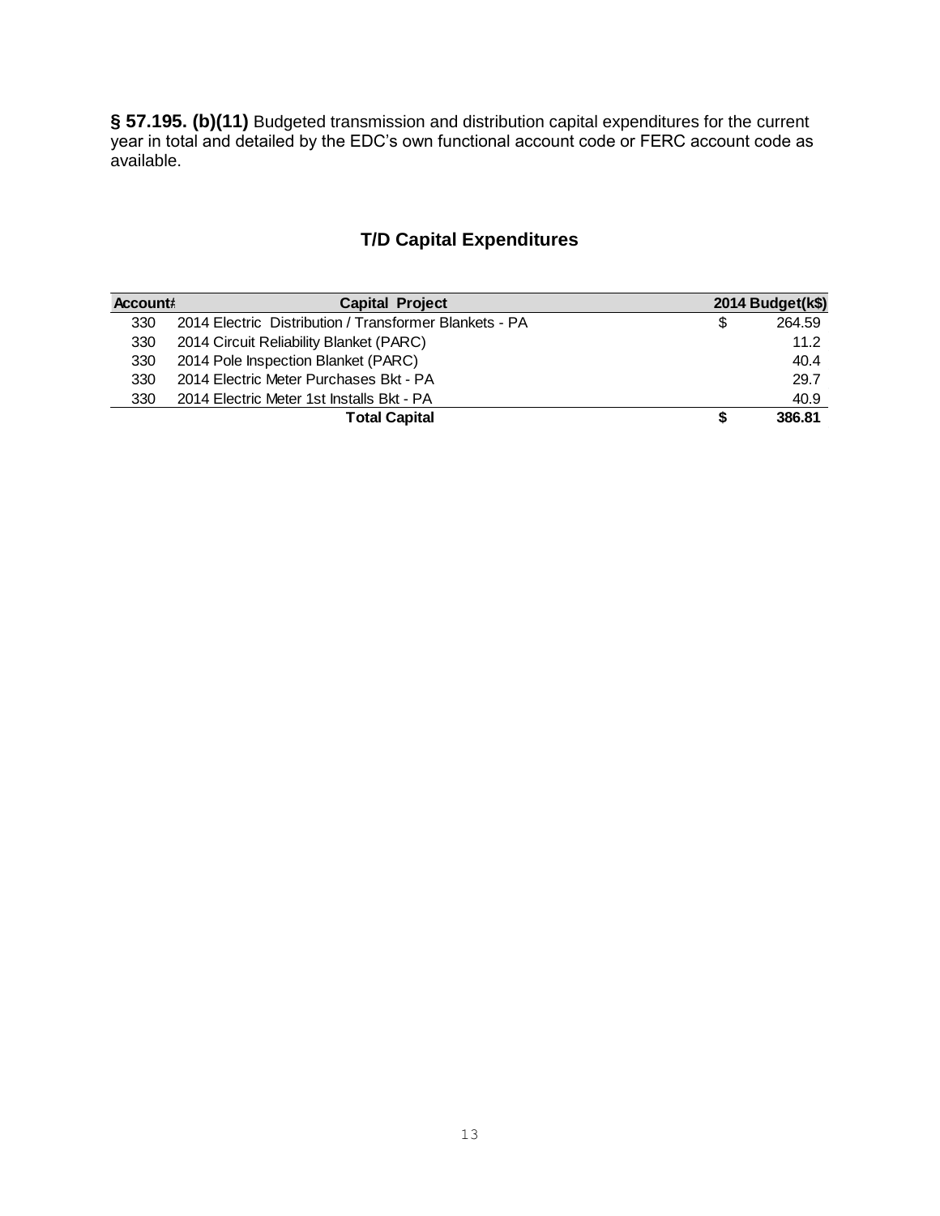**§ 57.195. (b)(11)** Budgeted transmission and distribution capital expenditures for the current year in total and detailed by the EDC's own functional account code or FERC account code as available.

## T/D Capital Expenditures

| Account# | Capital Project | 2014 Budget(k$) |
|---|---|---|
| 330 | 2014 Electric Distribution / Transformer Blankets - PA | $ 264.59 |
| 330 | 2014 Circuit Reliability Blanket (PARC) | 11.2 |
| 330 | 2014 Pole Inspection Blanket (PARC) | 40.4 |
| 330 | 2014 Electric Meter Purchases Bkt - PA | 29.7 |
| 330 | 2014 Electric Meter 1st Installs Bkt - PA | 40.9 |
| | **Total Capital** | **$ 386.81** |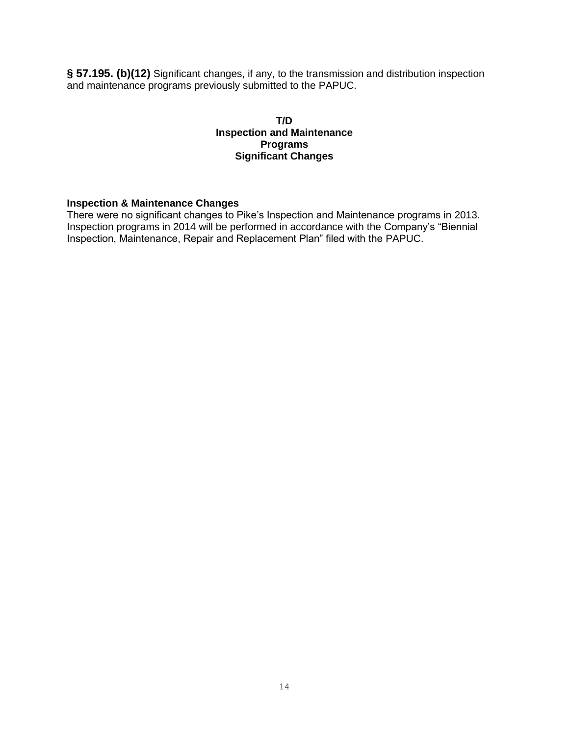**§ 57.195. (b)(12)** Significant changes, if any, to the transmission and distribution inspection and maintenance programs previously submitted to the PAPUC.

**T/D**
**Inspection and Maintenance**
**Programs**
**Significant Changes**

**Inspection & Maintenance Changes**
There were no significant changes to Pike's Inspection and Maintenance programs in 2013. Inspection programs in 2014 will be performed in accordance with the Company's "Biennial Inspection, Maintenance, Repair and Replacement Plan" filed with the PAPUC.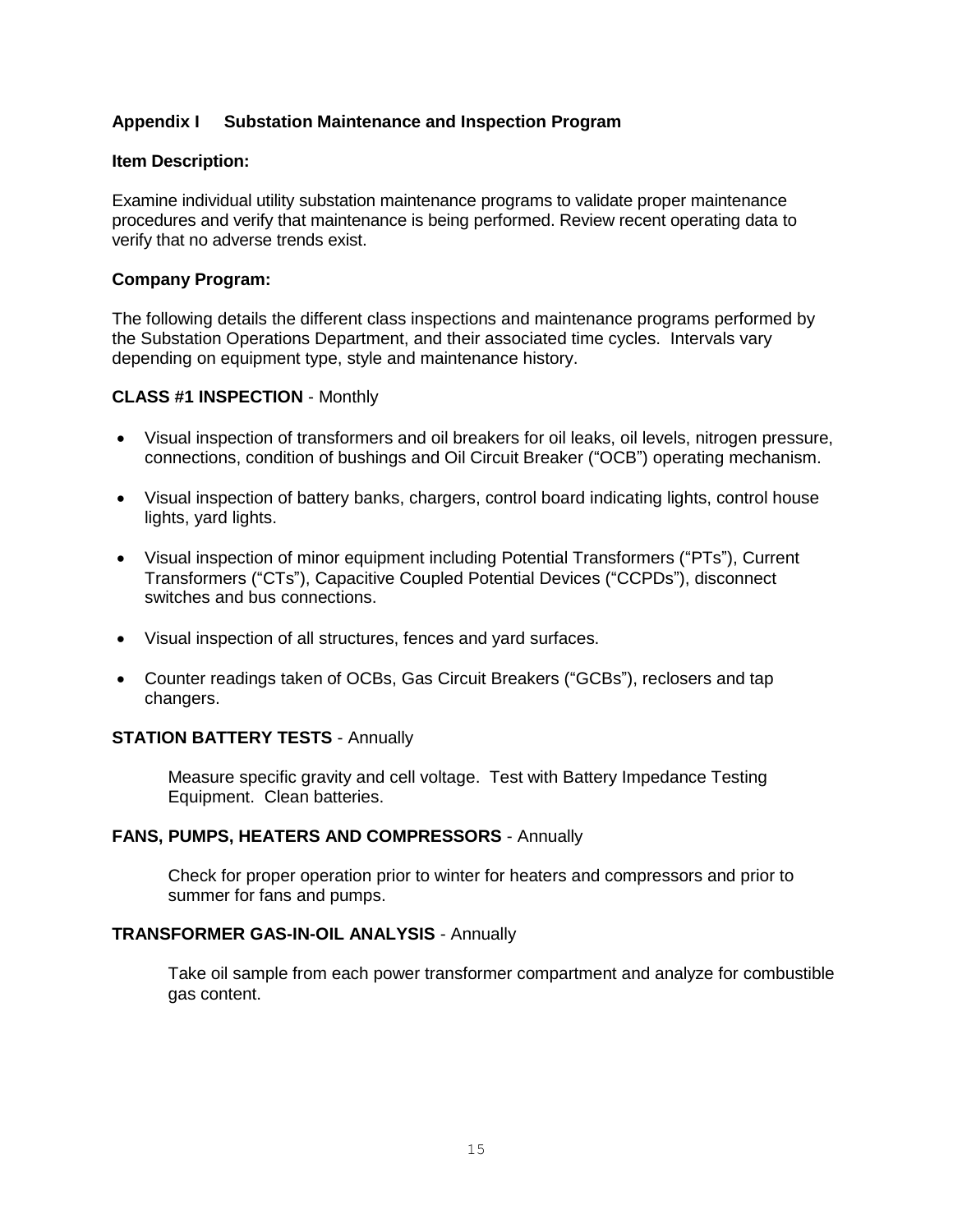## Appendix I Substation Maintenance and Inspection Program

**Item Description:**

Examine individual utility substation maintenance programs to validate proper maintenance procedures and verify that maintenance is being performed. Review recent operating data to verify that no adverse trends exist.

**Company Program:**

The following details the different class inspections and maintenance programs performed by the Substation Operations Department, and their associated time cycles. Intervals vary depending on equipment type, style and maintenance history.

**CLASS #1 INSPECTION** - Monthly

- Visual inspection of transformers and oil breakers for oil leaks, oil levels, nitrogen pressure, connections, condition of bushings and Oil Circuit Breaker ("OCB") operating mechanism.
- Visual inspection of battery banks, chargers, control board indicating lights, control house lights, yard lights.
- Visual inspection of minor equipment including Potential Transformers ("PTs"), Current Transformers ("CTs"), Capacitive Coupled Potential Devices ("CCPDs"), disconnect switches and bus connections.
- Visual inspection of all structures, fences and yard surfaces.
- Counter readings taken of OCBs, Gas Circuit Breakers ("GCBs"), reclosers and tap changers.

**STATION BATTERY TESTS** - Annually

Measure specific gravity and cell voltage. Test with Battery Impedance Testing Equipment. Clean batteries.

**FANS, PUMPS, HEATERS AND COMPRESSORS** - Annually

Check for proper operation prior to winter for heaters and compressors and prior to summer for fans and pumps.

**TRANSFORMER GAS-IN-OIL ANALYSIS** - Annually

Take oil sample from each power transformer compartment and analyze for combustible gas content.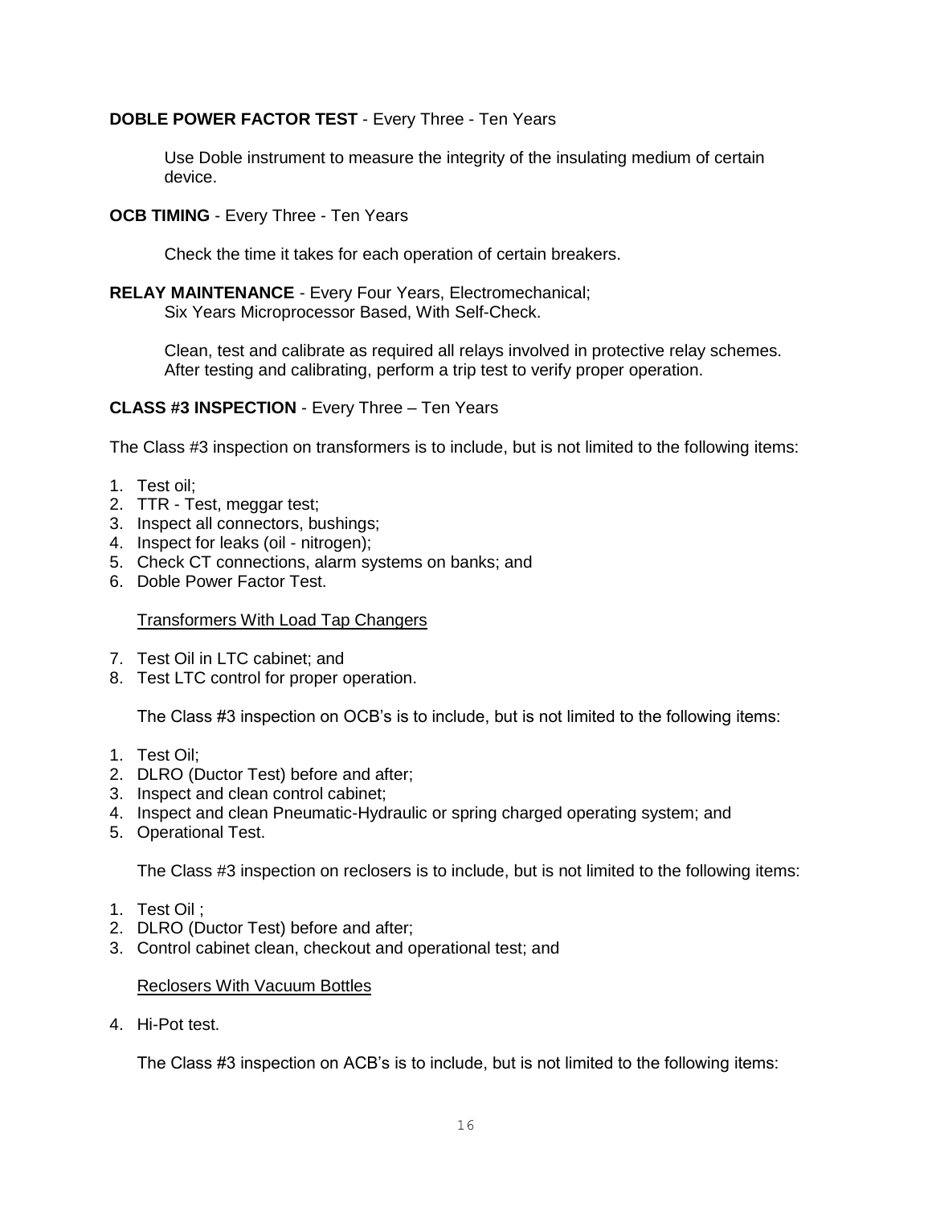**DOBLE POWER FACTOR TEST** - Every Three - Ten Years

Use Doble instrument to measure the integrity of the insulating medium of certain device.

**OCB TIMING** - Every Three - Ten Years

Check the time it takes for each operation of certain breakers.

**RELAY MAINTENANCE** - Every Four Years, Electromechanical;
Six Years Microprocessor Based, With Self-Check.

Clean, test and calibrate as required all relays involved in protective relay schemes. After testing and calibrating, perform a trip test to verify proper operation.

**CLASS #3 INSPECTION** - Every Three – Ten Years

The Class #3 inspection on transformers is to include, but is not limited to the following items:

1. Test oil;
2. TTR - Test, meggar test;
3. Inspect all connectors, bushings;
4. Inspect for leaks (oil - nitrogen);
5. Check CT connections, alarm systems on banks; and
6. Doble Power Factor Test.

Transformers With Load Tap Changers

7. Test Oil in LTC cabinet; and
8. Test LTC control for proper operation.

The Class #3 inspection on OCB's is to include, but is not limited to the following items:

1. Test Oil;
2. DLRO (Ductor Test) before and after;
3. Inspect and clean control cabinet;
4. Inspect and clean Pneumatic-Hydraulic or spring charged operating system; and
5. Operational Test.

The Class #3 inspection on reclosers is to include, but is not limited to the following items:

1. Test Oil ;
2. DLRO (Ductor Test) before and after;
3. Control cabinet clean, checkout and operational test; and

Reclosers With Vacuum Bottles

4. Hi-Pot test.

The Class #3 inspection on ACB's is to include, but is not limited to the following items: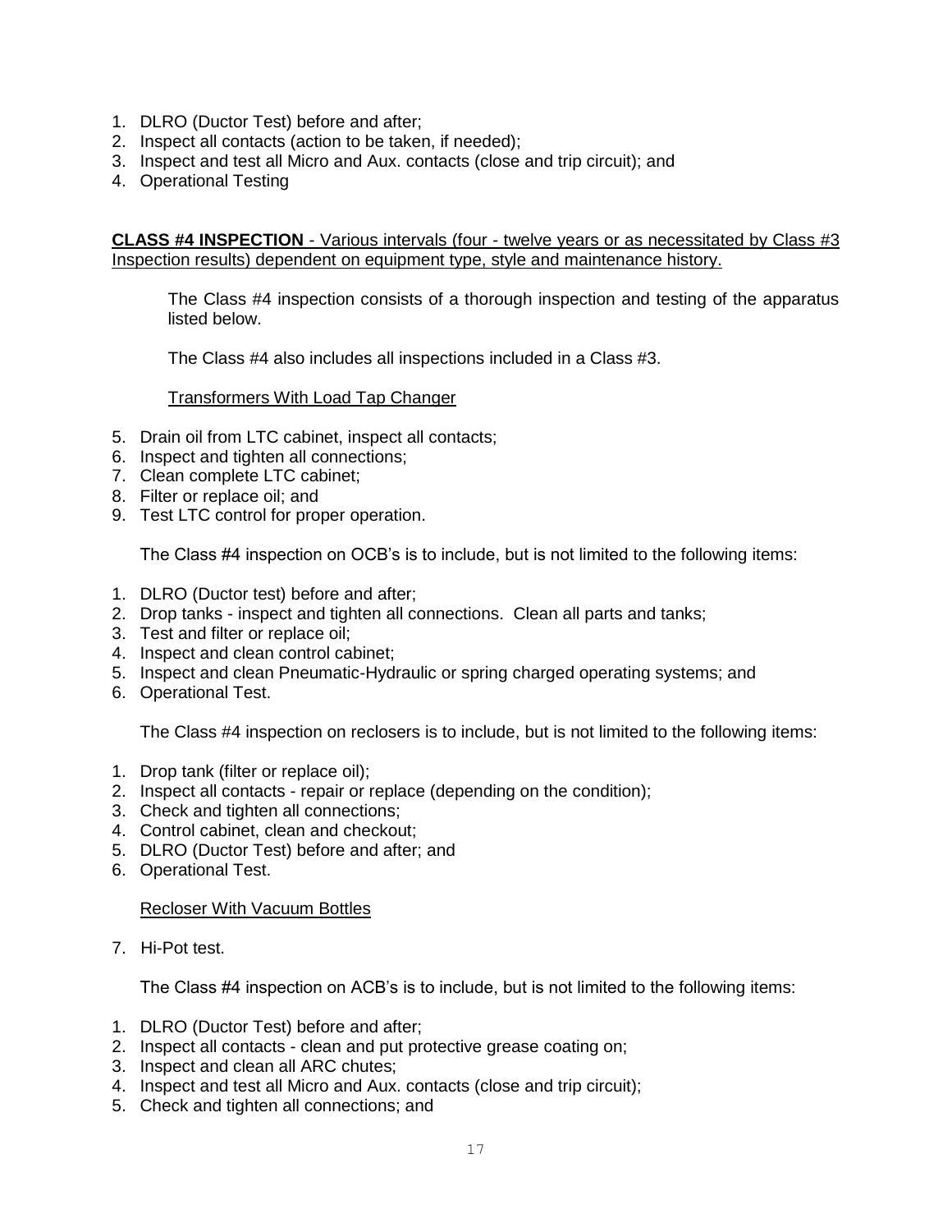1. DLRO (Ductor Test) before and after;
2. Inspect all contacts (action to be taken, if needed);
3. Inspect and test all Micro and Aux. contacts (close and trip circuit); and
4. Operational Testing

**CLASS #4 INSPECTION** - <u>Various intervals (four - twelve years or as necessitated by Class #3 Inspection results) dependent on equipment type, style and maintenance history.</u>

The Class #4 inspection consists of a thorough inspection and testing of the apparatus listed below.

The Class #4 also includes all inspections included in a Class #3.

<u>Transformers With Load Tap Changer</u>

5. Drain oil from LTC cabinet, inspect all contacts;
6. Inspect and tighten all connections;
7. Clean complete LTC cabinet;
8. Filter or replace oil; and
9. Test LTC control for proper operation.

The Class #4 inspection on OCB's is to include, but is not limited to the following items:

1. DLRO (Ductor test) before and after;
2. Drop tanks - inspect and tighten all connections. Clean all parts and tanks;
3. Test and filter or replace oil;
4. Inspect and clean control cabinet;
5. Inspect and clean Pneumatic-Hydraulic or spring charged operating systems; and
6. Operational Test.

The Class #4 inspection on reclosers is to include, but is not limited to the following items:

1. Drop tank (filter or replace oil);
2. Inspect all contacts - repair or replace (depending on the condition);
3. Check and tighten all connections;
4. Control cabinet, clean and checkout;
5. DLRO (Ductor Test) before and after; and
6. Operational Test.

<u>Recloser With Vacuum Bottles</u>

7. Hi-Pot test.

The Class #4 inspection on ACB's is to include, but is not limited to the following items:

1. DLRO (Ductor Test) before and after;
2. Inspect all contacts - clean and put protective grease coating on;
3. Inspect and clean all ARC chutes;
4. Inspect and test all Micro and Aux. contacts (close and trip circuit);
5. Check and tighten all connections; and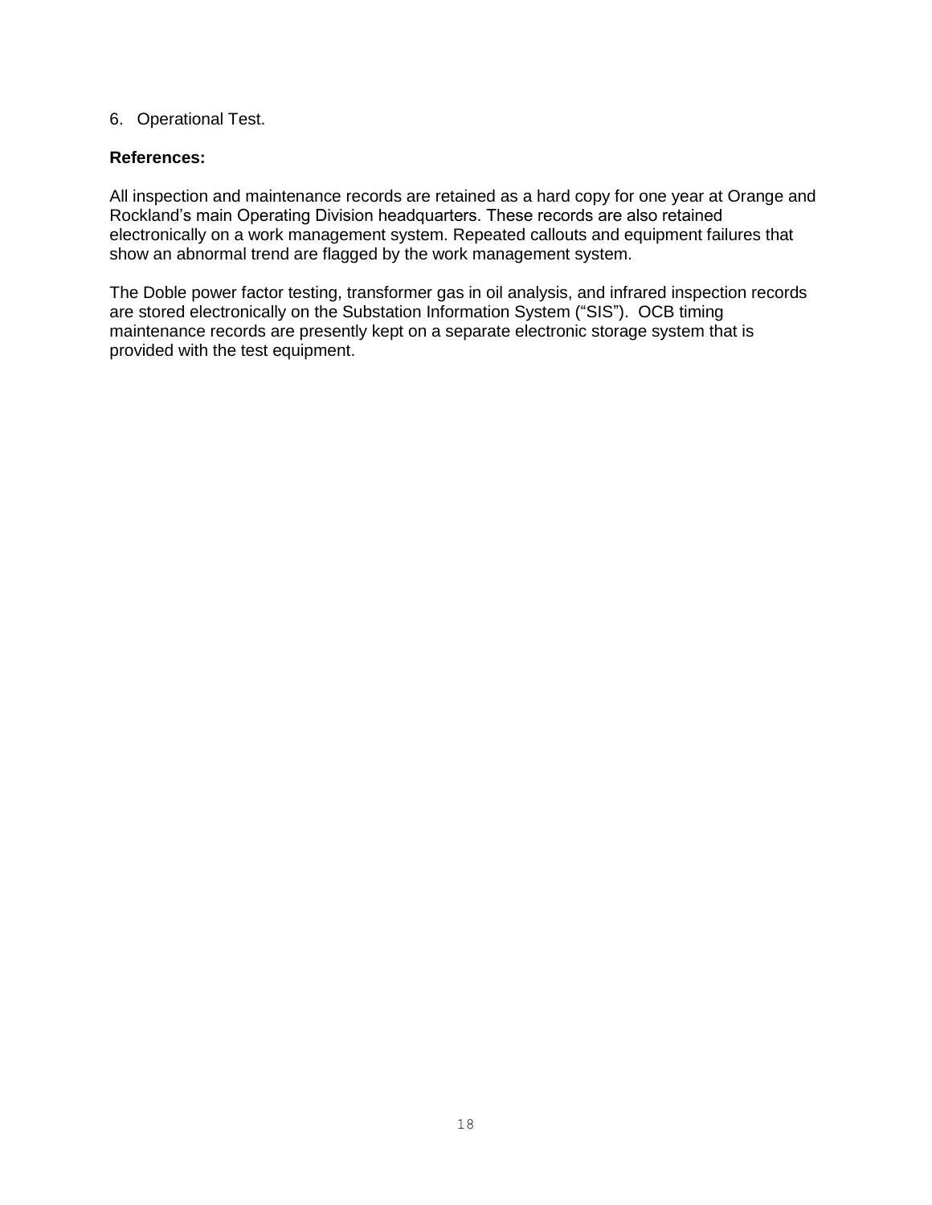6. Operational Test.

**References:**

All inspection and maintenance records are retained as a hard copy for one year at Orange and Rockland's main Operating Division headquarters. These records are also retained electronically on a work management system. Repeated callouts and equipment failures that show an abnormal trend are flagged by the work management system.

The Doble power factor testing, transformer gas in oil analysis, and infrared inspection records are stored electronically on the Substation Information System ("SIS"). OCB timing maintenance records are presently kept on a separate electronic storage system that is provided with the test equipment.